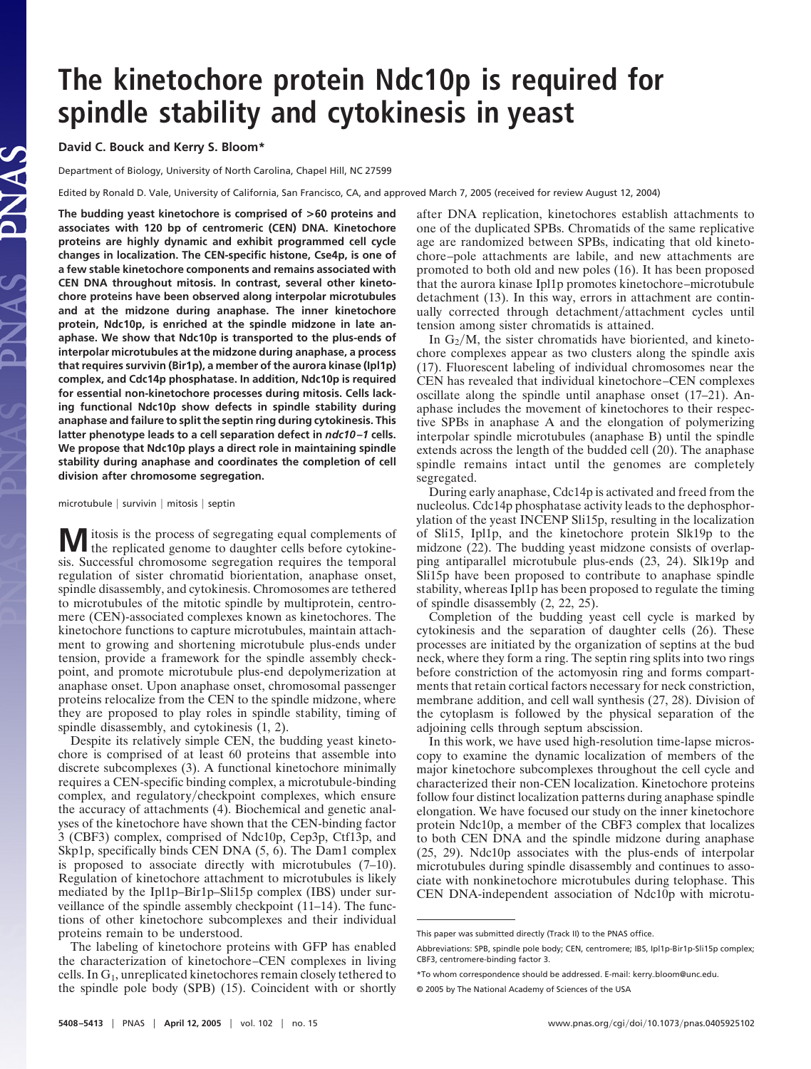# The kinetochore protein Ndc10p is required for spindle stability and cytokinesis in yeast

**David C. Bouck and Kerry S. Bloom***

Department of Biology, University of North Carolina, Chapel Hill, NC 27599

Edited by Ronald D. Vale, University of California, San Francisco, CA, and approved March 7, 2005 (received for review August 12, 2004)

**The budding yeast kinetochore is comprised of >60 proteins and associates with 120 bp of centromeric (CEN) DNA. Kinetochore proteins are highly dynamic and exhibit programmed cell cycle changes in localization. The CEN-specific histone, Cse4p, is one of a few stable kinetochore components and remains associated with CEN DNA throughout mitosis. In contrast, several other kinetochore proteins have been observed along interpolar microtubules and at the midzone during anaphase. The inner kinetochore protein, Ndc10p, is enriched at the spindle midzone in late anaphase. We show that Ndc10p is transported to the plus-ends of interpolar microtubules at the midzone during anaphase, a process that requires survivin (Bir1p), a member of the aurora kinase (Ipl1p) complex, and Cdc14p phosphatase. In addition, Ndc10p is required for essential non-kinetochore processes during mitosis. Cells lacking functional Ndc10p show defects in spindle stability during anaphase and failure to split the septin ring during cytokinesis. This latter phenotype leads to a cell separation defect in *ndc10–1* cells. We propose that Ndc10p plays a direct role in maintaining spindle stability during anaphase and coordinates the completion of cell division after chromosome segregation.**

microtubule | survivin | mitosis | septin

Mitosis is the process of segregating equal complements of the replicated genome to daughter cells before cytokinesis. Successful chromosome segregation requires the temporal regulation of sister chromatid biorientation, anaphase onset, spindle disassembly, and cytokinesis. Chromosomes are tethered to microtubules of the mitotic spindle by multiprotein, centromere (CEN)-associated complexes known as kinetochores. The kinetochore functions to capture microtubules, maintain attachment to growing and shortening microtubule plus-ends under tension, provide a framework for the spindle assembly checkpoint, and promote microtubule plus-end depolymerization at anaphase onset. Upon anaphase onset, chromosomal passenger proteins relocalize from the CEN to the spindle midzone, where they are proposed to play roles in spindle stability, timing of spindle disassembly, and cytokinesis (1, 2).

Despite its relatively simple CEN, the budding yeast kinetochore is comprised of at least 60 proteins that assemble into discrete subcomplexes (3). A functional kinetochore minimally requires a CEN-specific binding complex, a microtubule-binding complex, and regulatory/checkpoint complexes, which ensure the accuracy of attachments (4). Biochemical and genetic analyses of the kinetochore have shown that the CEN-binding factor 3 (CBF3) complex, comprised of Ndc10p, Cep3p, Ctf13p, and Skp1p, specifically binds CEN DNA (5, 6). The Dam1 complex is proposed to associate directly with microtubules (7–10). Regulation of kinetochore attachment to microtubules is likely mediated by the Ipl1p–Bir1p–Sli15p complex (IBS) under surveillance of the spindle assembly checkpoint (11–14). The functions of other kinetochore subcomplexes and their individual proteins remain to be understood.

The labeling of kinetochore proteins with GFP has enabled the characterization of kinetochore–CEN complexes in living cells. In $G_1$, unreplicated kinetochores remain closely tethered to the spindle pole body (SPB) (15). Coincident with or shortly after DNA replication, kinetochores establish attachments to one of the duplicated SPBs. Chromatids of the same replicative age are randomized between SPBs, indicating that old kinetochore–pole attachments are labile, and new attachments are promoted to both old and new poles (16). It has been proposed that the aurora kinase Ipl1p promotes kinetochore–microtubule detachment (13). In this way, errors in attachment are continually corrected through detachment/attachment cycles until tension among sister chromatids is attained.

In $G_2$/M, the sister chromatids have bioriented, and kinetochore complexes appear as two clusters along the spindle axis (17). Fluorescent labeling of individual chromosomes near the CEN has revealed that individual kinetochore–CEN complexes oscillate along the spindle until anaphase onset (17–21). Anaphase includes the movement of kinetochores to their respective SPBs in anaphase A and the elongation of polymerizing interpolar spindle microtubules (anaphase B) until the spindle extends across the length of the budded cell (20). The anaphase spindle remains intact until the genomes are completely segregated.

During early anaphase, Cdc14p is activated and freed from the nucleolus. Cdc14p phosphatase activity leads to the dephosphorylation of the yeast INCENP Sli15p, resulting in the localization of Sli15, Ipl1p, and the kinetochore protein Slk19p to the midzone (22). The budding yeast midzone consists of overlapping antiparallel microtubule plus-ends (23, 24). Slk19p and Sli15p have been proposed to contribute to anaphase spindle stability, whereas Ipl1p has been proposed to regulate the timing of spindle disassembly (2, 22, 25).

Completion of the budding yeast cell cycle is marked by cytokinesis and the separation of daughter cells (26). These processes are initiated by the organization of septins at the bud neck, where they form a ring. The septin ring splits into two rings before constriction of the actomyosin ring and forms compartments that retain cortical factors necessary for neck constriction, membrane addition, and cell wall synthesis (27, 28). Division of the cytoplasm is followed by the physical separation of the adjoining cells through septum abscission.

In this work, we have used high-resolution time-lapse microscopy to examine the dynamic localization of members of the major kinetochore subcomplexes throughout the cell cycle and characterized their non-CEN localization. Kinetochore proteins follow four distinct localization patterns during anaphase spindle elongation. We have focused our study on the inner kinetochore protein Ndc10p, a member of the CBF3 complex that localizes to both CEN DNA and the spindle midzone during anaphase (25, 29). Ndc10p associates with the plus-ends of interpolar microtubules during spindle disassembly and continues to associate with nonkinetochore microtubules during telophase. This CEN DNA-independent association of Ndc10p with microtu-

---

This paper was submitted directly (Track II) to the PNAS office.

Abbreviations: SPB, spindle pole body; CEN, centromere; IBS, Ipl1p-Bir1p-Sli15p complex; CBF3, centromere-binding factor 3.

*To whom correspondence should be addressed. E-mail: kerry_bloom@unc.edu.

© 2005 by The National Academy of Sciences of the USA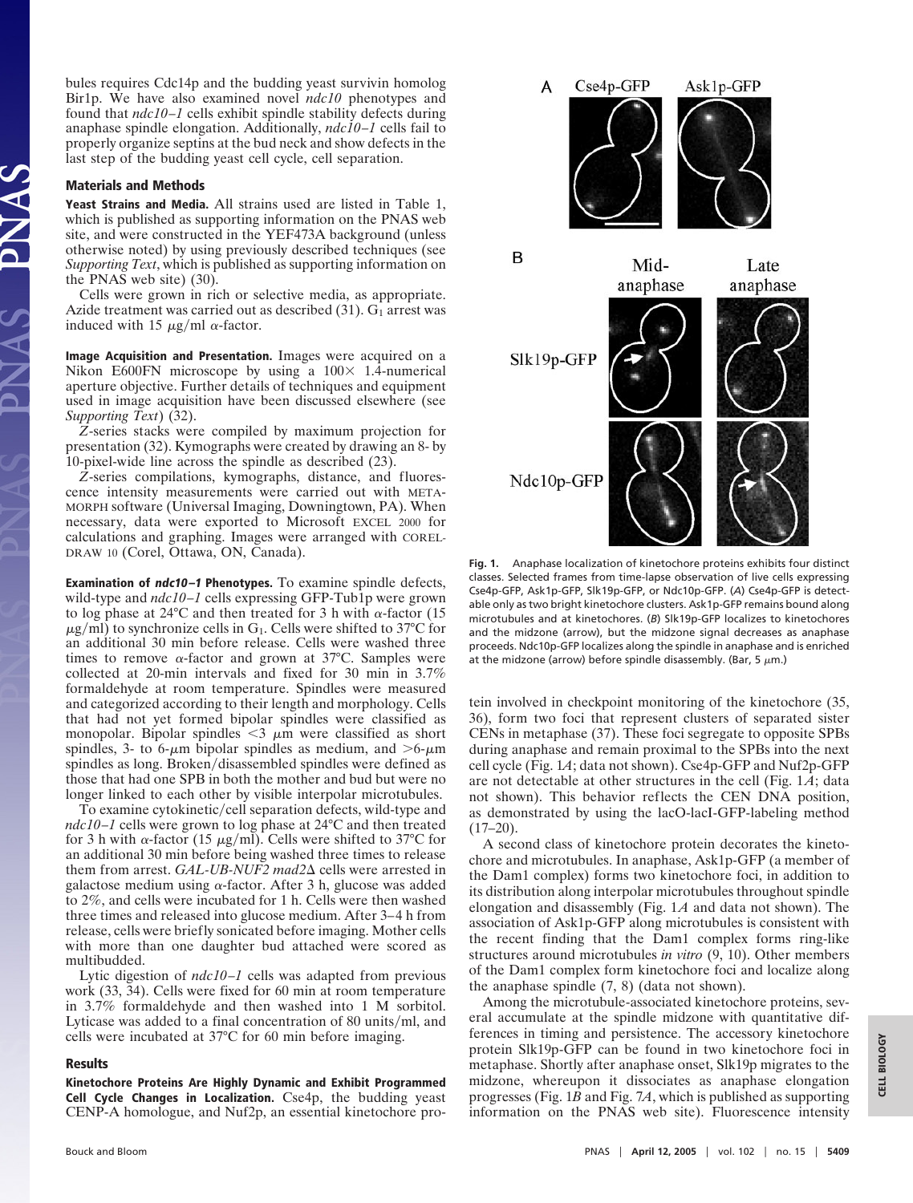bules requires Cdc14p and the budding yeast survivin homolog Bir1p. We have also examined novel *ndc10* phenotypes and found that *ndc10–1* cells exhibit spindle stability defects during anaphase spindle elongation. Additionally, *ndc10–1* cells fail to properly organize septins at the bud neck and show defects in the last step of the budding yeast cell cycle, cell separation.

## Materials and Methods

**Yeast Strains and Media.** All strains used are listed in Table 1, which is published as supporting information on the PNAS web site, and were constructed in the YEF473A background (unless otherwise noted) by using previously described techniques (see *Supporting Text*, which is published as supporting information on the PNAS web site) (30).

Cells were grown in rich or selective media, as appropriate. Azide treatment was carried out as described (31). $G_1$ arrest was induced with 15 $\mu$g/ml $\alpha$-factor.

**Image Acquisition and Presentation.** Images were acquired on a Nikon E600FN microscope by using a 100× 1.4-numerical aperture objective. Further details of techniques and equipment used in image acquisition have been discussed elsewhere (see *Supporting Text*) (32).

*Z*-series stacks were compiled by maximum projection for presentation (32). Kymographs were created by drawing an 8- by 10-pixel-wide line across the spindle as described (23).

*Z*-series compilations, kymographs, distance, and fluorescence intensity measurements were carried out with METAMORPH software (Universal Imaging, Downingtown, PA). When necessary, data were exported to Microsoft EXCEL 2000 for calculations and graphing. Images were arranged with CORELDRAW 10 (Corel, Ottawa, ON, Canada).

**Examination of *ndc10–1* Phenotypes.** To examine spindle defects, wild-type and *ndc10–1* cells expressing GFP-Tub1p were grown to log phase at 24°C and then treated for 3 h with $\alpha$-factor (15 $\mu$g/ml) to synchronize cells in $G_1$. Cells were shifted to 37°C for an additional 30 min before release. Cells were washed three times to remove $\alpha$-factor and grown at 37°C. Samples were collected at 20-min intervals and fixed for 30 min in 3.7% formaldehyde at room temperature. Spindles were measured and categorized according to their length and morphology. Cells that had not yet formed bipolar spindles were classified as monopolar. Bipolar spindles <3 $\mu$m were classified as short spindles, 3- to 6-$\mu$m bipolar spindles as medium, and >6-$\mu$m spindles as long. Broken/disassembled spindles were defined as those that had one SPB in both the mother and bud but were no longer linked to each other by visible interpolar microtubules.

To examine cytokinetic/cell separation defects, wild-type and *ndc10–1* cells were grown to log phase at 24°C and then treated for 3 h with $\alpha$-factor (15 $\mu$g/ml). Cells were shifted to 37°C for an additional 30 min before being washed three times to release them from arrest. *GAL-UB-NUF2 mad2Δ* cells were arrested in galactose medium using $\alpha$-factor. After 3 h, glucose was added to 2%, and cells were incubated for 1 h. Cells were then washed three times and released into glucose medium. After 3–4 h from release, cells were briefly sonicated before imaging. Mother cells with more than one daughter bud attached were scored as multibudded.

Lytic digestion of *ndc10–1* cells was adapted from previous work (33, 34). Cells were fixed for 60 min at room temperature in 3.7% formaldehyde and then washed into 1 M sorbitol. Lyticase was added to a final concentration of 80 units/ml, and cells were incubated at 37°C for 60 min before imaging.

## Results

**Kinetochore Proteins Are Highly Dynamic and Exhibit Programmed Cell Cycle Changes in Localization.** Cse4p, the budding yeast CENP-A homologue, and Nuf2p, an essential kinetochore protein involved in checkpoint monitoring of the kinetochore (35, 36), form two foci that represent clusters of separated sister CENs in metaphase (37). These foci segregate to opposite SPBs during anaphase and remain proximal to the SPBs into the next cell cycle (Fig. 1*A*; data not shown). Cse4p-GFP and Nuf2p-GFP are not detectable at other structures in the cell (Fig. 1*A*; data not shown). This behavior reflects the CEN DNA position, as demonstrated by using the lacO-lacI-GFP-labeling method (17–20).

**Fig. 1.** Anaphase localization of kinetochore proteins exhibits four distinct classes. Selected frames from time-lapse observation of live cells expressing Cse4p-GFP, Ask1p-GFP, Slk19p-GFP, or Ndc10p-GFP. (*A*) Cse4p-GFP is detectable only as two bright kinetochore clusters. Ask1p-GFP remains bound along microtubules and at kinetochores. (*B*) Slk19p-GFP localizes to kinetochores and the midzone (arrow), but the midzone signal decreases as anaphase proceeds. Ndc10p-GFP localizes along the spindle in anaphase and is enriched at the midzone (arrow) before spindle disassembly. (Bar, 5 $\mu$m.)

A second class of kinetochore protein decorates the kinetochore and microtubules. In anaphase, Ask1p-GFP (a member of the Dam1 complex) forms two kinetochore foci, in addition to its distribution along interpolar microtubules throughout spindle elongation and disassembly (Fig. 1*A* and data not shown). The association of Ask1p-GFP along microtubules is consistent with the recent finding that the Dam1 complex forms ring-like structures around microtubules *in vitro* (9, 10). Other members of the Dam1 complex form kinetochore foci and localize along the anaphase spindle (7, 8) (data not shown).

Among the microtubule-associated kinetochore proteins, several accumulate at the spindle midzone with quantitative differences in timing and persistence. The accessory kinetochore protein Slk19p-GFP can be found in two kinetochore foci in metaphase. Shortly after anaphase onset, Slk19p migrates to the midzone, whereupon it dissociates as anaphase elongation progresses (Fig. 1*B* and Fig. 7*A*, which is published as supporting information on the PNAS web site). Fluorescence intensity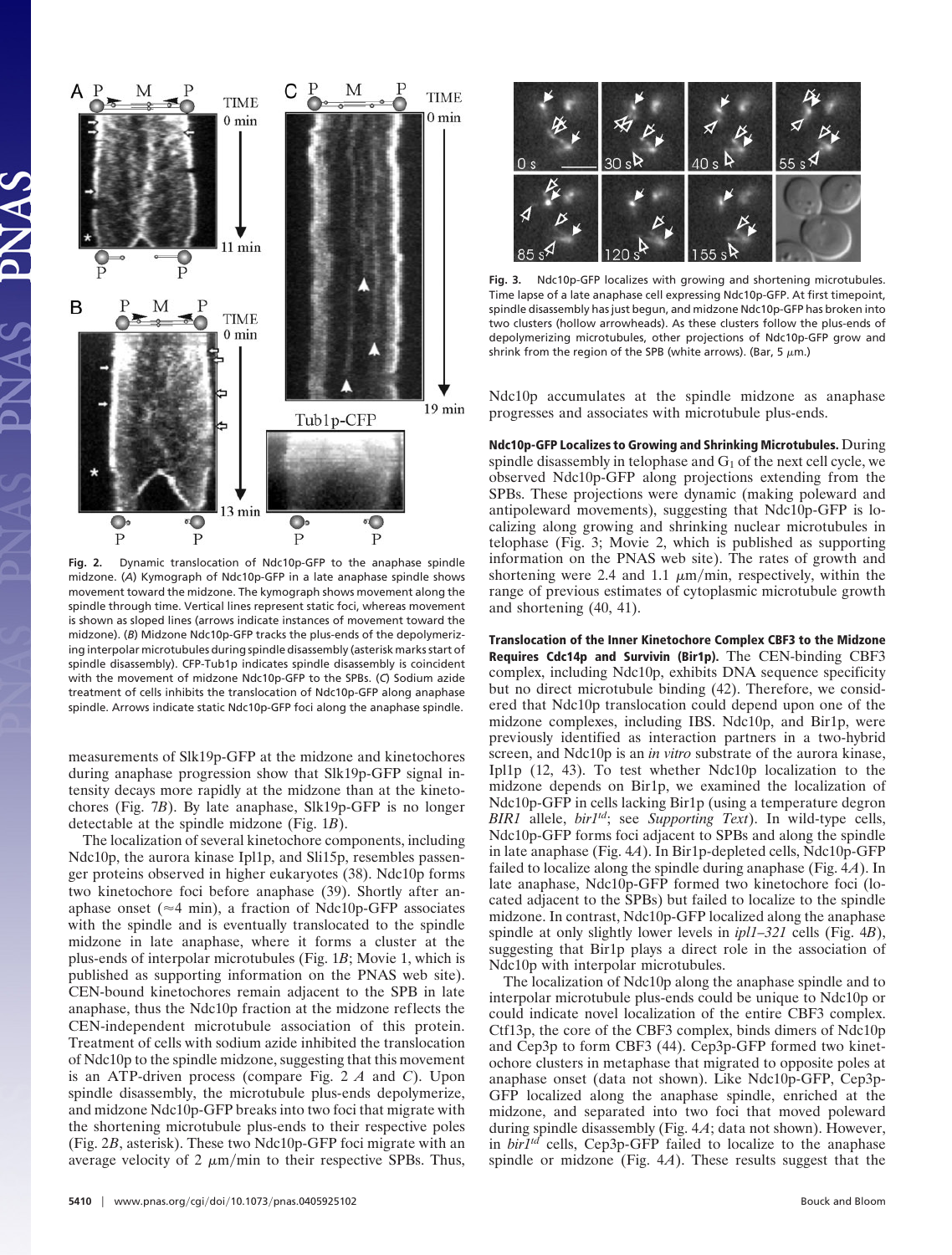Fig. 2. Dynamic translocation of Ndc10p-GFP to the anaphase spindle midzone. (*A*) Kymograph of Ndc10p-GFP in a late anaphase spindle shows movement toward the midzone. The kymograph shows movement along the spindle through time. Vertical lines represent static foci, whereas movement is shown as sloped lines (arrows indicate instances of movement toward the midzone). (*B*) Midzone Ndc10p-GFP tracks the plus-ends of the depolymerizing interpolar microtubules during spindle disassembly (asterisk marks start of spindle disassembly). CFP-Tub1p indicates spindle disassembly is coincident with the movement of midzone Ndc10p-GFP to the SPBs. (*C*) Sodium azide treatment of cells inhibits the translocation of Ndc10p-GFP along anaphase spindle. Arrows indicate static Ndc10p-GFP foci along the anaphase spindle.

measurements of Slk19p-GFP at the midzone and kinetochores during anaphase progression show that Slk19p-GFP signal intensity decays more rapidly at the midzone than at the kinetochores (Fig. 7*B*). By late anaphase, Slk19p-GFP is no longer detectable at the spindle midzone (Fig. 1*B*).

The localization of several kinetochore components, including Ndc10p, the aurora kinase Ipl1p, and Sli15p, resembles passenger proteins observed in higher eukaryotes (38). Ndc10p forms two kinetochore foci before anaphase (39). Shortly after anaphase onset (≈4 min), a fraction of Ndc10p-GFP associates with the spindle and is eventually translocated to the spindle midzone in late anaphase, where it forms a cluster at the plus-ends of interpolar microtubules (Fig. 1*B*; Movie 1, which is published as supporting information on the PNAS web site). CEN-bound kinetochores remain adjacent to the SPB in late anaphase, thus the Ndc10p fraction at the midzone reflects the CEN-independent microtubule association of this protein. Treatment of cells with sodium azide inhibited the translocation of Ndc10p to the spindle midzone, suggesting that this movement is an ATP-driven process (compare Fig. 2 *A* and *C*). Upon spindle disassembly, the microtubule plus-ends depolymerize, and midzone Ndc10p-GFP breaks into two foci that migrate with the shortening microtubule plus-ends to their respective poles (Fig. 2*B*, asterisk). These two Ndc10p-GFP foci migrate with an average velocity of 2 μm/min to their respective SPBs. Thus, Ndc10p accumulates at the spindle midzone as anaphase progresses and associates with microtubule plus-ends.

Fig. 3. Ndc10p-GFP localizes with growing and shortening microtubules. Time lapse of a late anaphase cell expressing Ndc10p-GFP. At first timepoint, spindle disassembly has just begun, and midzone Ndc10p-GFP has broken into two clusters (hollow arrowheads). As these clusters follow the plus-ends of depolymerizing microtubules, other projections of Ndc10p-GFP grow and shrink from the region of the SPB (white arrows). (Bar, 5 μm.)

**Ndc10p-GFP Localizes to Growing and Shrinking Microtubules.** During spindle disassembly in telophase and $G_1$ of the next cell cycle, we observed Ndc10p-GFP along projections extending from the SPBs. These projections were dynamic (making poleward and antipoleward movements), suggesting that Ndc10p-GFP is localizing along growing and shrinking nuclear microtubules in telophase (Fig. 3; Movie 2, which is published as supporting information on the PNAS web site). The rates of growth and shortening were 2.4 and 1.1 μm/min, respectively, within the range of previous estimates of cytoplasmic microtubule growth and shortening (40, 41).

**Translocation of the Inner Kinetochore Complex CBF3 to the Midzone Requires Cdc14p and Survivin (Bir1p).** The CEN-binding CBF3 complex, including Ndc10p, exhibits DNA sequence specificity but no direct microtubule binding (42). Therefore, we considered that Ndc10p translocation could depend upon one of the midzone complexes, including IBS. Ndc10p, and Bir1p, were previously identified as interaction partners in a two-hybrid screen, and Ndc10p is an *in vitro* substrate of the aurora kinase, Ipl1p (12, 43). To test whether Ndc10p localization to the midzone depends on Bir1p, we examined the localization of Ndc10p-GFP in cells lacking Bir1p (using a temperature degron *BIR1* allele, *bir1$^{td}$*; see *Supporting Text*). In wild-type cells, Ndc10p-GFP forms foci adjacent to SPBs and along the spindle in late anaphase (Fig. 4*A*). In Bir1p-depleted cells, Ndc10p-GFP failed to localize along the spindle during anaphase (Fig. 4*A*). In late anaphase, Ndc10p-GFP formed two kinetochore foci (located adjacent to the SPBs) but failed to localize to the spindle midzone. In contrast, Ndc10p-GFP localized along the anaphase spindle at only slightly lower levels in *ipl1–321* cells (Fig. 4*B*), suggesting that Bir1p plays a direct role in the association of Ndc10p with interpolar microtubules.

The localization of Ndc10p along the anaphase spindle and to interpolar microtubule plus-ends could be unique to Ndc10p or could indicate novel localization of the entire CBF3 complex. Ctf13p, the core of the CBF3 complex, binds dimers of Ndc10p and Cep3p to form CBF3 (44). Cep3p-GFP formed two kinetochore clusters in metaphase that migrated to opposite poles at anaphase onset (data not shown). Like Ndc10p-GFP, Cep3p-GFP localized along the anaphase spindle, enriched at the midzone, and separated into two foci that moved poleward during spindle disassembly (Fig. 4*A*; data not shown). However, in *bir1$^{td}$* cells, Cep3p-GFP failed to localize to the anaphase spindle or midzone (Fig. 4*A*). These results suggest that the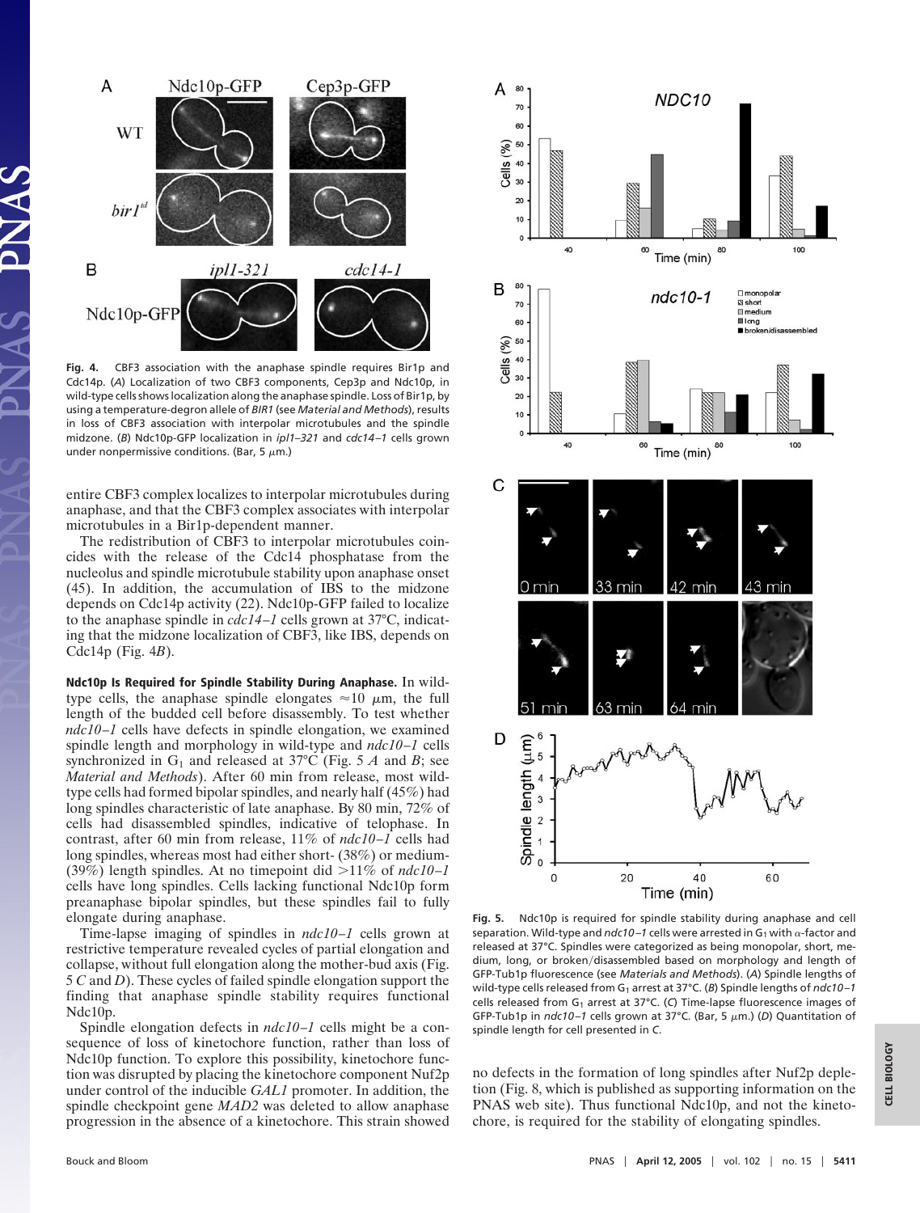**Fig. 4.** CBF3 association with the anaphase spindle requires Bir1p and Cdc14p. (*A*) Localization of two CBF3 components, Cep3p and Ndc10p, in wild-type cells shows localization along the anaphase spindle. Loss of Bir1p, by using a temperature-degron allele of *BIR1* (see *Material and Methods*), results in loss of CBF3 association with interpolar microtubules and the spindle midzone. (*B*) Ndc10p-GFP localization in *ipl1–321* and *cdc14–1* cells grown under nonpermissive conditions. (Bar, 5 μm.)

entire CBF3 complex localizes to interpolar microtubules during anaphase, and that the CBF3 complex associates with interpolar microtubules in a Bir1p-dependent manner.

The redistribution of CBF3 to interpolar microtubules coincides with the release of the Cdc14 phosphatase from the nucleolus and spindle microtubule stability upon anaphase onset (45). In addition, the accumulation of IBS to the midzone depends on Cdc14p activity (22). Ndc10p-GFP failed to localize to the anaphase spindle in *cdc14–1* cells grown at 37°C, indicating that the midzone localization of CBF3, like IBS, depends on Cdc14p (Fig. 4*B*).

**Ndc10p Is Required for Spindle Stability During Anaphase.** In wild-type cells, the anaphase spindle elongates ≈10 μm, the full length of the budded cell before disassembly. To test whether *ndc10–1* cells have defects in spindle elongation, we examined spindle length and morphology in wild-type and *ndc10–1* cells synchronized in $G_1$ and released at 37°C (Fig. 5 *A* and *B*; see *Material and Methods*). After 60 min from release, most wild-type cells had formed bipolar spindles, and nearly half (45%) had long spindles characteristic of late anaphase. By 80 min, 72% of cells had disassembled spindles, indicative of telophase. In contrast, after 60 min from release, 11% of *ndc10–1* cells had long spindles, whereas most had either short- (38%) or medium- (39%) length spindles. At no timepoint did >11% of *ndc10–1* cells have long spindles. Cells lacking functional Ndc10p form preanaphase bipolar spindles, but these spindles fail to fully elongate during anaphase.

Time-lapse imaging of spindles in *ndc10–1* cells grown at restrictive temperature revealed cycles of partial elongation and collapse, without full elongation along the mother-bud axis (Fig. 5 *C* and *D*). These cycles of failed spindle elongation support the finding that anaphase spindle stability requires functional Ndc10p.

Spindle elongation defects in *ndc10–1* cells might be a consequence of loss of kinetochore function, rather than loss of Ndc10p function. To explore this possibility, kinetochore function was disrupted by placing the kinetochore component Nuf2p under control of the inducible *GAL1* promoter. In addition, the spindle checkpoint gene *MAD2* was deleted to allow anaphase progression in the absence of a kinetochore. This strain showed no defects in the formation of long spindles after Nuf2p depletion (Fig. 8, which is published as supporting information on the PNAS web site). Thus functional Ndc10p, and not the kinetochore, is required for the stability of elongating spindles.

**Fig. 5.** Ndc10p is required for spindle stability during anaphase and cell separation. Wild-type and *ndc10–1* cells were arrested in $G_1$ with α-factor and released at 37°C. Spindles were categorized as being monopolar, short, medium, long, or broken/disassembled based on morphology and length of GFP-Tub1p fluorescence (see *Materials and Methods*). (*A*) Spindle lengths of wild-type cells released from $G_1$ arrest at 37°C. (*B*) Spindle lengths of *ndc10–1* cells released from $G_1$ arrest at 37°C. (*C*) Time-lapse fluorescence images of GFP-Tub1p in *ndc10–1* cells grown at 37°C. (Bar, 5 μm.) (*D*) Quantitation of spindle length for cell presented in *C*.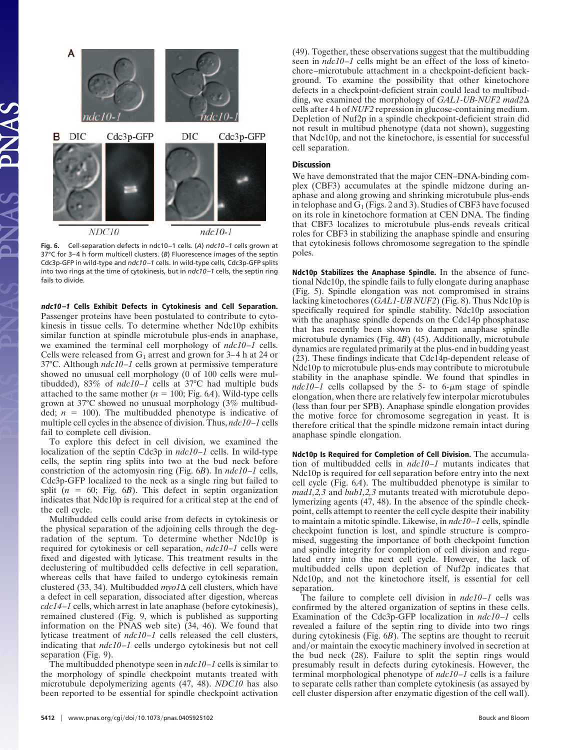Fig. 6. Cell-separation defects in ndc10–1 cells. (*A*) *ndc10–1* cells grown at 37°C for 3–4 h form multicell clusters. (*B*) Fluorescence images of the septin Cdc3p-GFP in wild-type and *ndc10–1* cells. In wild-type cells, Cdc3p-GFP splits into two rings at the time of cytokinesis, but in *ndc10–1* cells, the septin ring fails to divide.

**ndc10–1 Cells Exhibit Defects in Cytokinesis and Cell Separation.** Passenger proteins have been postulated to contribute to cytokinesis in tissue cells. To determine whether Ndc10p exhibits similar function at spindle microtubule plus-ends in anaphase, we examined the terminal cell morphology of *ndc10–1* cells. Cells were released from $G_1$ arrest and grown for 3–4 h at 24 or 37°C. Although *ndc10–1* cells grown at permissive temperature showed no unusual cell morphology (0 of 100 cells were multibudded), 83% of *ndc10–1* cells at 37°C had multiple buds attached to the mother ($n$ = 100; Fig. 6*A*). Wild-type cells grown at 37°C showed no unusual morphology (3% multibudded; $n$ = 100). The multibudded phenotype is indicative of multiple cell cycles in the absence of division. Thus, *ndc10–1* cells fail to complete cell division.

To explore this defect in cell division, we examined the localization of the septin Cdc3p in *ndc10–1* cells. In wild-type cells, the septin ring splits into two at the bud neck before constriction of the actomyosin ring (Fig. 6*B*). In *ndc10–1* cells, Cdc3p-GFP localized to the neck as a single ring but failed to split ($n$ = 60; Fig. 6*B*). This defect in septin organization indicates that Ndc10p is required for a critical step at the end of the cell cycle.

Multibudded cells could arise from defects in cytokinesis or the physical separation of the adjoining cells through the degradation of the septum. To determine whether Ndc10p is required for cytokinesis or cell separation, *ndc10–1* cells were fixed and digested with lyticase. This treatment results in the declustering of multibudded cells defective in cell separation, whereas cells that have failed to undergo cytokinesis remain clustered (33, 34). Multibudded *myo1*Δ cell clusters, which have a defect in cell separation, dissociated after digestion, whereas *cdc14–1* cells, which arrest in late anaphase (before cytokinesis), remained clustered (Fig. 9, which is published as supporting information on the PNAS web site) (34, 46). We found that lyticase treatment of *ndc10–1* cells released the cell clusters, indicating that *ndc10–1* cells undergo cytokinesis but not cell separation (Fig. 9).

The multibudded phenotype seen in *ndc10–1* cells is similar to the morphology of spindle checkpoint mutants treated with microtubule depolymerizing agents (47, 48). *NDC10* has also been reported to be essential for spindle checkpoint activation (49). Together, these observations suggest that the multibudding seen in *ndc10–1* cells might be an effect of the loss of kinetochore–microtubule attachment in a checkpoint-deficient background. To examine the possibility that other kinetochore defects in a checkpoint-deficient strain could lead to multibudding, we examined the morphology of *GAL1-UB-NUF2 mad2*Δ cells after 4 h of *NUF2* repression in glucose-containing medium. Depletion of Nuf2p in a spindle checkpoint-deficient strain did not result in multibud phenotype (data not shown), suggesting that Ndc10p, and not the kinetochore, is essential for successful cell separation.

## Discussion

We have demonstrated that the major CEN–DNA-binding complex (CBF3) accumulates at the spindle midzone during anaphase and along growing and shrinking microtubule plus-ends in telophase and $G_1$ (Figs. 2 and 3). Studies of CBF3 have focused on its role in kinetochore formation at CEN DNA. The finding that CBF3 localizes to microtubule plus-ends reveals critical roles for CBF3 in stabilizing the anaphase spindle and ensuring that cytokinesis follows chromosome segregation to the spindle poles.

**Ndc10p Stabilizes the Anaphase Spindle.** In the absence of functional Ndc10p, the spindle fails to fully elongate during anaphase (Fig. 5). Spindle elongation was not compromised in strains lacking kinetochores (*GAL1-UB NUF2*) (Fig. 8). Thus Ndc10p is specifically required for spindle stability. Ndc10p association with the anaphase spindle depends on the Cdc14p phosphatase that has recently been shown to dampen anaphase spindle microtubule dynamics (Fig. 4*B*) (45). Additionally, microtubule dynamics are regulated primarily at the plus-end in budding yeast (23). These findings indicate that Cdc14p-dependent release of Ndc10p to microtubule plus-ends may contribute to microtubule stability in the anaphase spindle. We found that spindles in *ndc10–1* cells collapsed by the 5- to 6-μm stage of spindle elongation, when there are relatively few interpolar microtubules (less than four per SPB). Anaphase spindle elongation provides the motive force for chromosome segregation in yeast. It is therefore critical that the spindle midzone remain intact during anaphase spindle elongation.

**Ndc10p Is Required for Completion of Cell Division.** The accumulation of multibudded cells in *ndc10–1* mutants indicates that Ndc10p is required for cell separation before entry into the next cell cycle (Fig. 6*A*). The multibudded phenotype is similar to *mad1,2,3* and *bub1,2,3* mutants treated with microtubule depolymerizing agents (47, 48). In the absence of the spindle checkpoint, cells attempt to reenter the cell cycle despite their inability to maintain a mitotic spindle. Likewise, in *ndc10–1* cells, spindle checkpoint function is lost, and spindle structure is compromised, suggesting the importance of both checkpoint function and spindle integrity for completion of cell division and regulated entry into the next cell cycle. However, the lack of multibudded cells upon depletion of Nuf2p indicates that Ndc10p, and not the kinetochore itself, is essential for cell separation.

The failure to complete cell division in *ndc10–1* cells was confirmed by the altered organization of septins in these cells. Examination of the Cdc3p-GFP localization in *ndc10–1* cells revealed a failure of the septin ring to divide into two rings during cytokinesis (Fig. 6*B*). The septins are thought to recruit and/or maintain the exocytic machinery involved in secretion at the bud neck (28). Failure to split the septin rings would presumably result in defects during cytokinesis. However, the terminal morphological phenotype of *ndc10–1* cells is a failure to separate cells rather than complete cytokinesis (as assayed by cell cluster dispersion after enzymatic digestion of the cell wall).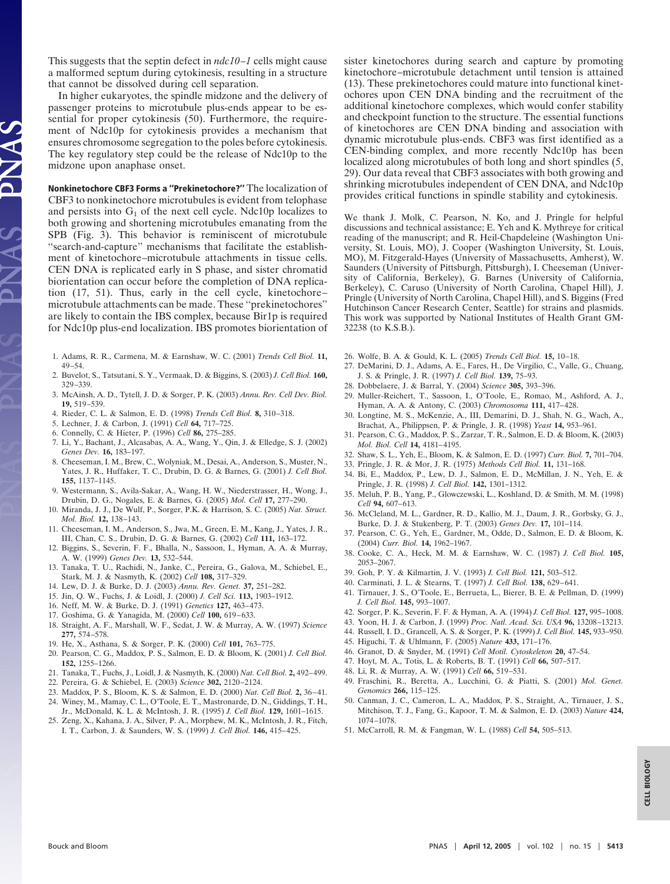This suggests that the septin defect in *ndc10–1* cells might cause a malformed septum during cytokinesis, resulting in a structure that cannot be dissolved during cell separation.

In higher eukaryotes, the spindle midzone and the delivery of passenger proteins to microtubule plus-ends appear to be essential for proper cytokinesis (50). Furthermore, the requirement of Ndc10p for cytokinesis provides a mechanism that ensures chromosome segregation to the poles before cytokinesis. The key regulatory step could be the release of Ndc10p to the midzone upon anaphase onset.

**Nonkinetochore CBF3 Forms a "Prekinetochore?"** The localization of CBF3 to nonkinetochore microtubules is evident from telophase and persists into $G_1$ of the next cell cycle. Ndc10p localizes to both growing and shortening microtubules emanating from the SPB (Fig. 3). This behavior is reminiscent of microtubule "search-and-capture" mechanisms that facilitate the establishment of kinetochore–microtubule attachments in tissue cells. CEN DNA is replicated early in S phase, and sister chromatid biorientation can occur before the completion of DNA replication (17, 51). Thus, early in the cell cycle, kinetochore–microtubule attachments can be made. These "prekinetochores" are likely to contain the IBS complex, because Bir1p is required for Ndc10p plus-end localization. IBS promotes biorientation of sister kinetochores during search and capture by promoting kinetochore–microtubule detachment until tension is attained (13). These prekinetochores could mature into functional kinetochores upon CEN DNA binding and the recruitment of the additional kinetochore complexes, which would confer stability and checkpoint function to the structure. The essential functions of kinetochores are CEN DNA binding and association with dynamic microtubule plus-ends. CBF3 was first identified as a CEN-binding complex, and more recently Ndc10p has been localized along microtubules of both long and short spindles (5, 29). Our data reveal that CBF3 associates with both growing and shrinking microtubules independent of CEN DNA, and Ndc10p provides critical functions in spindle stability and cytokinesis.

We thank J. Molk, C. Pearson, N. Ko, and J. Pringle for helpful discussions and technical assistance; E. Yeh and K. Mythreye for critical reading of the manuscript; and R. Heil-Chapdeleine (Washington University, St. Louis, MO), J. Cooper (Washington University, St. Louis, MO), M. Fitzgerald-Hayes (University of Massachusetts, Amherst), W. Saunders (University of Pittsburgh, Pittsburgh), I. Cheeseman (University of California, Berkeley), G. Barnes (University of California, Berkeley), C. Caruso (University of North Carolina, Chapel Hill), J. Pringle (University of North Carolina, Chapel Hill), and S. Biggins (Fred Hutchinson Cancer Research Center, Seattle) for strains and plasmids. This work was supported by National Institutes of Health Grant GM-32238 (to K.S.B.).

1. Adams, R. R., Carmena, M. & Earnshaw, W. C. (2001) *Trends Cell Biol.* **11,** 49–54.
2. Buvelot, S., Tatsutani, S. Y., Vermaak, D. & Biggins, S. (2003) *J. Cell Biol.* **160,** 329–339.
3. McAinsh, A. D., Tytell, J. D. & Sorger, P. K. (2003) *Annu. Rev. Cell Dev. Biol.* **19,** 519–539.
4. Rieder, C. L. & Salmon, E. D. (1998) *Trends Cell Biol.* **8,** 310–318.
5. Lechner, J. & Carbon, J. (1991) *Cell* **64,** 717–725.
6. Connelly, C. & Hieter, P. (1996) *Cell* **86,** 275–285.
7. Li, Y., Bachant, J., Alcasabas, A. A., Wang, Y., Qin, J. & Elledge, S. J. (2002) *Genes Dev.* **16,** 183–197.
8. Cheeseman, I. M., Brew, C., Wolyniak, M., Desai, A., Anderson, S., Muster, N., Yates, J. R., Huffaker, T. C., Drubin, D. G. & Barnes, G. (2001) *J. Cell Biol.* **155,** 1137–1145.
9. Westermann, S., Avila-Sakar, A., Wang, H. W., Niederstrasser, H., Wong, J., Drubin, D. G., Nogales, E. & Barnes, G. (2005) *Mol. Cell* **17,** 277–290.
10. Miranda, J. J., De Wulf, P., Sorger, P.K. & Harrison, S. C. (2005) *Nat. Struct. Mol. Biol.* **12,** 138–143.
11. Cheeseman, I. M., Anderson, S., Jwa, M., Green, E. M., Kang, J., Yates, J. R., III, Chan, C. S., Drubin, D. G. & Barnes, G. (2002) *Cell* **111,** 163–172.
12. Biggins, S., Severin, F. F., Bhalla, N., Sassoon, I., Hyman, A. A. & Murray, A. W. (1999) *Genes Dev.* **13,** 532–544.
13. Tanaka, T. U., Rachidi, N., Janke, C., Pereira, G., Galova, M., Schiebel, E., Stark, M. J. & Nasmyth, K. (2002) *Cell* **108,** 317–329.
14. Lew, D. J. & Burke, D. J. (2003) *Annu. Rev. Genet.* **37,** 251–282.
15. Jin, Q. W., Fuchs, J. & Loidl, J. (2000) *J. Cell Sci.* **113,** 1903–1912.
16. Neff, M. W. & Burke, D. J. (1991) *Genetics* **127,** 463–473.
17. Goshima, G. & Yanagida, M. (2000) *Cell* **100,** 619–633.
18. Straight, A. F., Marshall, W. F., Sedat, J. W. & Murray, A. W. (1997) *Science* **277,** 574–578.
19. He, X., Asthana, S. & Sorger, P. K. (2000) *Cell* **101,** 763–775.
20. Pearson, C. G., Maddox, P. S., Salmon, E. D. & Bloom, K. (2001) *J. Cell Biol.* **152,** 1255–1266.
21. Tanaka, T., Fuchs, J., Loidl, J. & Nasmyth, K. (2000) *Nat. Cell Biol.* **2,** 492–499.
22. Pereira, G. & Schiebel, E. (2003) *Science* **302,** 2120–2124.
23. Maddox, P. S., Bloom, K. S. & Salmon, E. D. (2000) *Nat. Cell Biol.* **2,** 36–41.
24. Winey, M., Mamay, C. L., O'Toole, E. T., Mastronarde, D. N., Giddings, T. H., Jr., McDonald, K. L. & McIntosh, J. R. (1995) *J. Cell Biol.* **129,** 1601–1615.
25. Zeng, X., Kahana, J. A., Silver, P. A., Morphew, M. K., McIntosh, J. R., Fitch, I. T., Carbon, J. & Saunders, W. S. (1999) *J. Cell Biol.* **146,** 415–425.
26. Wolfe, B. A. & Gould, K. L. (2005) *Trends Cell Biol.* **15,** 10–18.
27. DeMarini, D. J., Adams, A. E., Fares, H., De Virgilio, C., Valle, G., Chuang, J. S. & Pringle, J. R. (1997) *J. Cell Biol.* **139,** 75–93.
28. Dobbelaere, J. & Barral, Y. (2004) *Science* **305,** 393–396.
29. Muller-Reichert, T., Sassoon, I., O'Toole, E., Romao, M., Ashford, A. J., Hyman, A. A. & Antony, C. (2003) *Chromosoma* **111,** 417–428.
30. Longtine, M. S., McKenzie, A., III, Demarini, D. J., Shah, N. G., Wach, A., Brachat, A., Philippsen, P. & Pringle, J. R. (1998) *Yeast* **14,** 953–961.
31. Pearson, C. G., Maddox, P. S., Zarzar, T. R., Salmon, E. D. & Bloom, K. (2003) *Mol. Biol. Cell* **14,** 4181–4195.
32. Shaw, S. L., Yeh, E., Bloom, K. & Salmon, E. D. (1997) *Curr. Biol.* **7,** 701–704.
33. Pringle, J. R. & Mor, J. R. (1975) *Methods Cell Biol.* **11,** 131–168.
34. Bi, E., Maddox, P., Lew, D. J., Salmon, E. D., McMillan, J. N., Yeh, E. & Pringle, J. R. (1998) *J. Cell Biol.* **142,** 1301–1312.
35. Meluh, P. B., Yang, P., Glowczewski, L., Koshland, D. & Smith, M. M. (1998) *Cell* **94,** 607–613.
36. McCleland, M. L., Gardner, R. D., Kallio, M. J., Daum, J. R., Gorbsky, G. J., Burke, D. J. & Stukenberg, P. T. (2003) *Genes Dev.* **17,** 101–114.
37. Pearson, C. G., Yeh, E., Gardner, M., Odde, D., Salmon, E. D. & Bloom, K. (2004) *Curr. Biol.* **14,** 1962–1967.
38. Cooke, C. A., Heck, M. M. & Earnshaw, W. C. (1987) *J. Cell Biol.* **105,** 2053–2067.
39. Goh, P. Y. & Kilmartin, J. V. (1993) *J. Cell Biol.* **121,** 503–512.
40. Carminati, J. L. & Stearns, T. (1997) *J. Cell Biol.* **138,** 629–641.
41. Tirnauer, J. S., O'Toole, E., Berrueta, L., Bierer, B. E. & Pellman, D. (1999) *J. Cell Biol.* **145,** 993–1007.
42. Sorger, P. K., Severin, F. F. & Hyman, A. A. (1994) *J. Cell Biol.* **127,** 995–1008.
43. Yoon, H. J. & Carbon, J. (1999) *Proc. Natl. Acad. Sci. USA* **96,** 13208–13213.
44. Russell, I. D., Grancell, A. S. & Sorger, P. K. (1999) *J. Cell Biol.* **145,** 933–950.
45. Higuchi, T. & Uhlmann, F. (2005) *Nature* **433,** 171–176.
46. Granot, D. & Snyder, M. (1991) *Cell Motil. Cytoskeleton* **20,** 47–54.
47. Hoyt, M. A., Totis, L. & Roberts, B. T. (1991) *Cell* **66,** 507–517.
48. Li, R. & Murray, A. W. (1991) *Cell* **66,** 519–531.
49. Fraschini, R., Beretta, A., Lucchini, G. & Piatti, S. (2001) *Mol. Genet. Genomics* **266,** 115–125.
50. Canman, J. C., Cameron, L. A., Maddox, P. S., Straight, A., Tirnauer, J. S., Mitchison, T. J., Fang, G., Kapoor, T. M. & Salmon, E. D. (2003) *Nature* **424,** 1074–1078.
51. McCarroll, R. M. & Fangman, W. L. (1988) *Cell* **54,** 505–513.